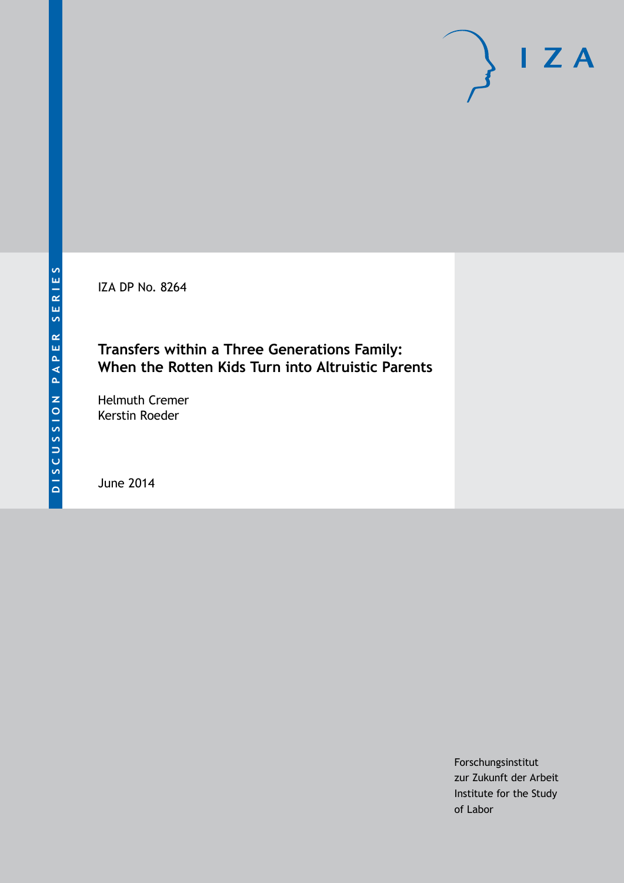DISCUSSION PAPER SERIES

IZA

IZA DP No. 8264

# Transfers within a Three Generations Family: When the Rotten Kids Turn into Altruistic Parents

Helmuth Cremer
Kerstin Roeder

June 2014

Forschungsinstitut
zur Zukunft der Arbeit
Institute for the Study
of Labor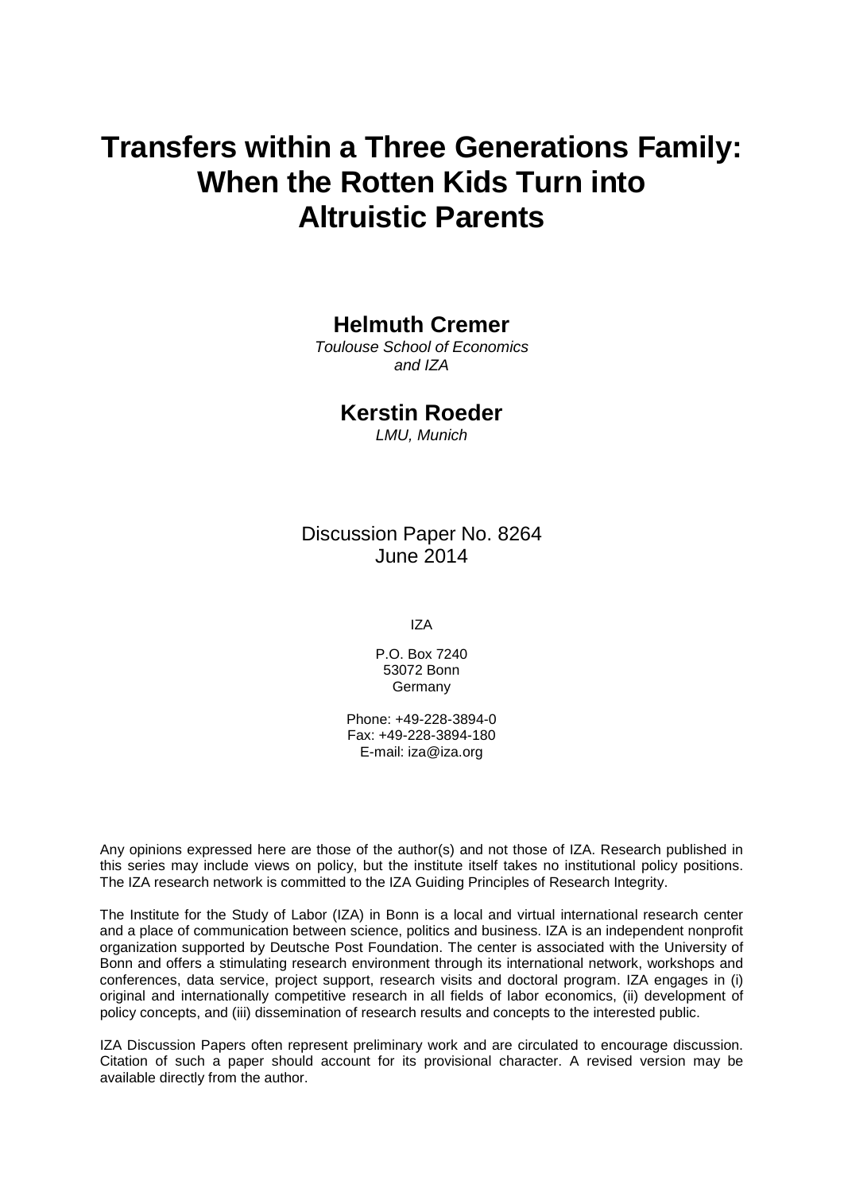# Transfers within a Three Generations Family: When the Rotten Kids Turn into Altruistic Parents

**Helmuth Cremer**

*Toulouse School of Economics and IZA*

**Kerstin Roeder**

*LMU, Munich*

Discussion Paper No. 8264
June 2014

IZA

P.O. Box 7240
53072 Bonn
Germany

Phone: +49-228-3894-0
Fax: +49-228-3894-180
E-mail: iza@iza.org

Any opinions expressed here are those of the author(s) and not those of IZA. Research published in this series may include views on policy, but the institute itself takes no institutional policy positions. The IZA research network is committed to the IZA Guiding Principles of Research Integrity.

The Institute for the Study of Labor (IZA) in Bonn is a local and virtual international research center and a place of communication between science, politics and business. IZA is an independent nonprofit organization supported by Deutsche Post Foundation. The center is associated with the University of Bonn and offers a stimulating research environment through its international network, workshops and conferences, data service, project support, research visits and doctoral program. IZA engages in (i) original and internationally competitive research in all fields of labor economics, (ii) development of policy concepts, and (iii) dissemination of research results and concepts to the interested public.

IZA Discussion Papers often represent preliminary work and are circulated to encourage discussion. Citation of such a paper should account for its provisional character. A revised version may be available directly from the author.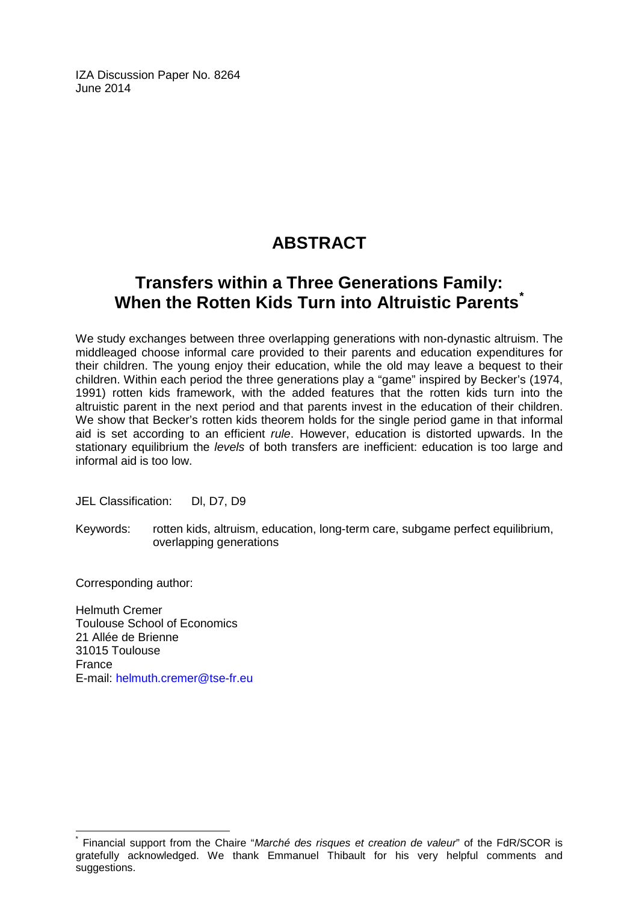IZA Discussion Paper No. 8264
June 2014

# ABSTRACT

## Transfers within a Three Generations Family: When the Rotten Kids Turn into Altruistic Parents[*]

We study exchanges between three overlapping generations with non-dynastic altruism. The middleaged choose informal care provided to their parents and education expenditures for their children. The young enjoy their education, while the old may leave a bequest to their children. Within each period the three generations play a "game" inspired by Becker's (1974, 1991) rotten kids framework, with the added features that the rotten kids turn into the altruistic parent in the next period and that parents invest in the education of their children. We show that Becker's rotten kids theorem holds for the single period game in that informal aid is set according to an efficient *rule*. However, education is distorted upwards. In the stationary equilibrium the *levels* of both transfers are inefficient: education is too large and informal aid is too low.

JEL Classification: Dl, D7, D9

Keywords: rotten kids, altruism, education, long-term care, subgame perfect equilibrium, overlapping generations

Corresponding author:

Helmuth Cremer
Toulouse School of Economics
21 Allée de Brienne
31015 Toulouse
France
E-mail: helmuth.cremer@tse-fr.eu

---

[*] Financial support from the Chaire "*Marché des risques et creation de valeur*" of the FdR/SCOR is gratefully acknowledged. We thank Emmanuel Thibault for his very helpful comments and suggestions.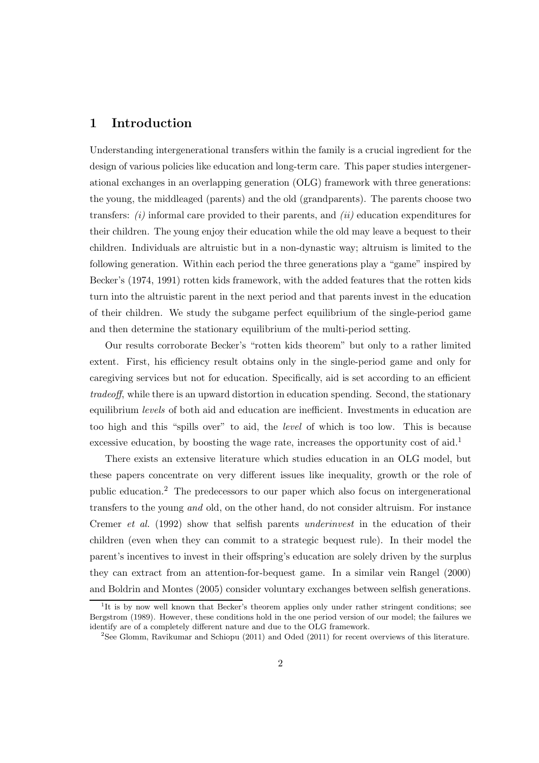# 1 Introduction

Understanding intergenerational transfers within the family is a crucial ingredient for the design of various policies like education and long-term care. This paper studies intergenerational exchanges in an overlapping generation (OLG) framework with three generations: the young, the middleaged (parents) and the old (grandparents). The parents choose two transfers: *(i)* informal care provided to their parents, and *(ii)* education expenditures for their children. The young enjoy their education while the old may leave a bequest to their children. Individuals are altruistic but in a non-dynastic way; altruism is limited to the following generation. Within each period the three generations play a "game" inspired by Becker's (1974, 1991) rotten kids framework, with the added features that the rotten kids turn into the altruistic parent in the next period and that parents invest in the education of their children. We study the subgame perfect equilibrium of the single-period game and then determine the stationary equilibrium of the multi-period setting.

Our results corroborate Becker's "rotten kids theorem" but only to a rather limited extent. First, his efficiency result obtains only in the single-period game and only for caregiving services but not for education. Specifically, aid is set according to an efficient *tradeoff*, while there is an upward distortion in education spending. Second, the stationary equilibrium *levels* of both aid and education are inefficient. Investments in education are too high and this "spills over" to aid, the *level* of which is too low. This is because excessive education, by boosting the wage rate, increases the opportunity cost of aid.[1]

There exists an extensive literature which studies education in an OLG model, but these papers concentrate on very different issues like inequality, growth or the role of public education.[2] The predecessors to our paper which also focus on intergenerational transfers to the young *and* old, on the other hand, do not consider altruism. For instance Cremer *et al.* (1992) show that selfish parents *underinvest* in the education of their children (even when they can commit to a strategic bequest rule). In their model the parent's incentives to invest in their offspring's education are solely driven by the surplus they can extract from an attention-for-bequest game. In a similar vein Rangel (2000) and Boldrin and Montes (2005) consider voluntary exchanges between selfish generations.

[1] It is by now well known that Becker's theorem applies only under rather stringent conditions; see Bergstrom (1989). However, these conditions hold in the one period version of our model; the failures we identify are of a completely different nature and due to the OLG framework.

[2] See Glomm, Ravikumar and Schiopu (2011) and Oded (2011) for recent overviews of this literature.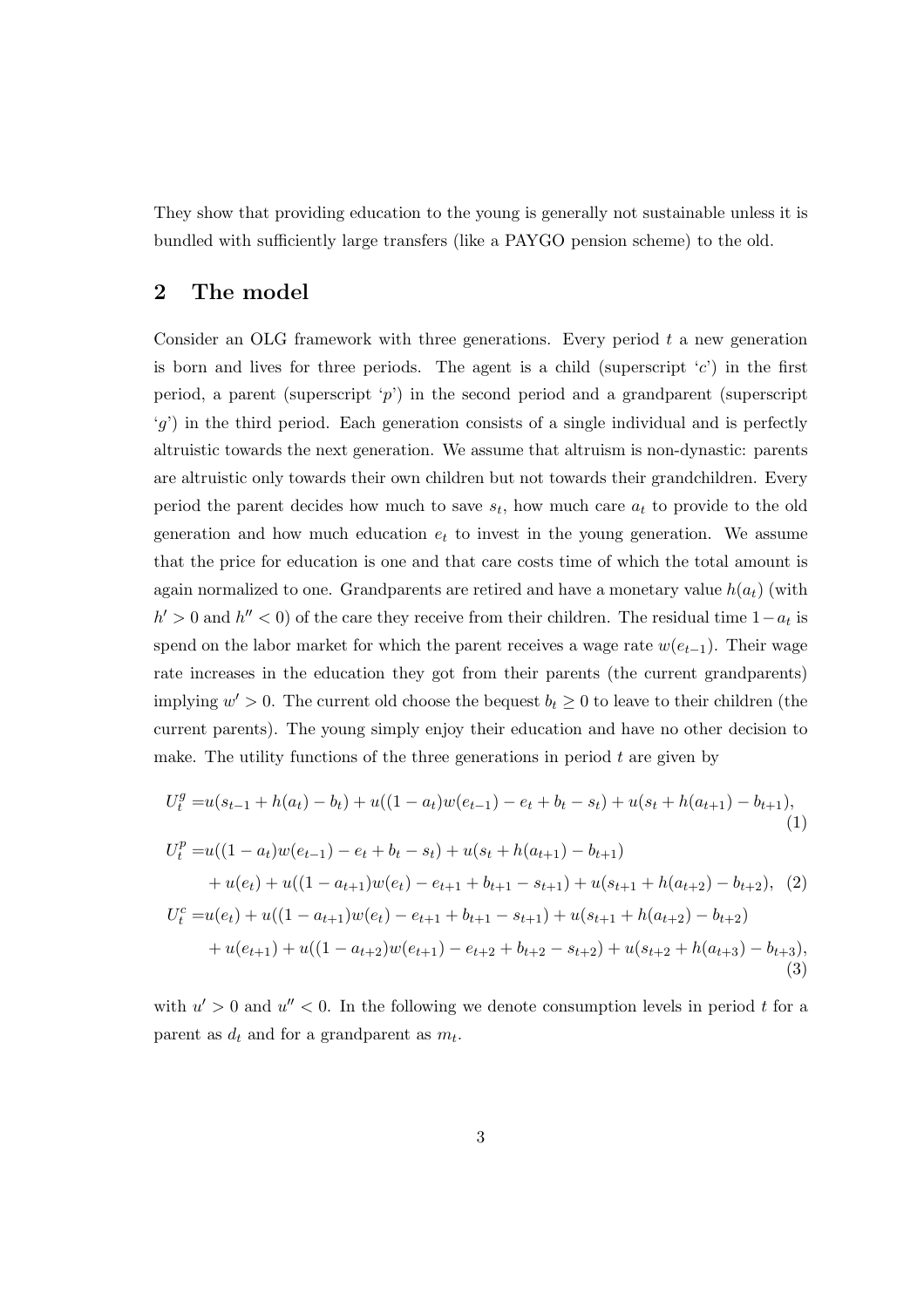They show that providing education to the young is generally not sustainable unless it is bundled with sufficiently large transfers (like a PAYGO pension scheme) to the old.

## 2 The model

Consider an OLG framework with three generations. Every period $t$ a new generation is born and lives for three periods. The agent is a child (superscript '$c$') in the first period, a parent (superscript '$p$') in the second period and a grandparent (superscript '$g$') in the third period. Each generation consists of a single individual and is perfectly altruistic towards the next generation. We assume that altruism is non-dynastic: parents are altruistic only towards their own children but not towards their grandchildren. Every period the parent decides how much to save $s_t$, how much care $a_t$ to provide to the old generation and how much education $e_t$ to invest in the young generation. We assume that the price for education is one and that care costs time of which the total amount is again normalized to one. Grandparents are retired and have a monetary value $h(a_t)$ (with $h' > 0$ and $h'' < 0$) of the care they receive from their children. The residual time $1 - a_t$ is spend on the labor market for which the parent receives a wage rate $w(e_{t-1})$. Their wage rate increases in the education they got from their parents (the current grandparents) implying $w' > 0$. The current old choose the bequest $b_t \geq 0$ to leave to their children (the current parents). The young simply enjoy their education and have no other decision to make. The utility functions of the three generations in period $t$ are given by

$$U_t^g = u(s_{t-1} + h(a_t) - b_t) + u((1 - a_t)w(e_{t-1}) - e_t + b_t - s_t) + u(s_t + h(a_{t+1}) - b_{t+1}), \tag{1}$$

$$\begin{aligned} U_t^p =& u((1 - a_t)w(e_{t-1}) - e_t + b_t - s_t) + u(s_t + h(a_{t+1}) - b_{t+1}) \\ &+ u(e_t) + u((1 - a_{t+1})w(e_t) - e_{t+1} + b_{t+1} - s_{t+1}) + u(s_{t+1} + h(a_{t+2}) - b_{t+2}), \end{aligned} \tag{2}$$

$$\begin{aligned} U_t^c =& u(e_t) + u((1 - a_{t+1})w(e_t) - e_{t+1} + b_{t+1} - s_{t+1}) + u(s_{t+1} + h(a_{t+2}) - b_{t+2}) \\ &+ u(e_{t+1}) + u((1 - a_{t+2})w(e_{t+1}) - e_{t+2} + b_{t+2} - s_{t+2}) + u(s_{t+2} + h(a_{t+3}) - b_{t+3}), \end{aligned} \tag{3}$$

with $u' > 0$ and $u'' < 0$. In the following we denote consumption levels in period $t$ for a parent as $d_t$ and for a grandparent as $m_t$.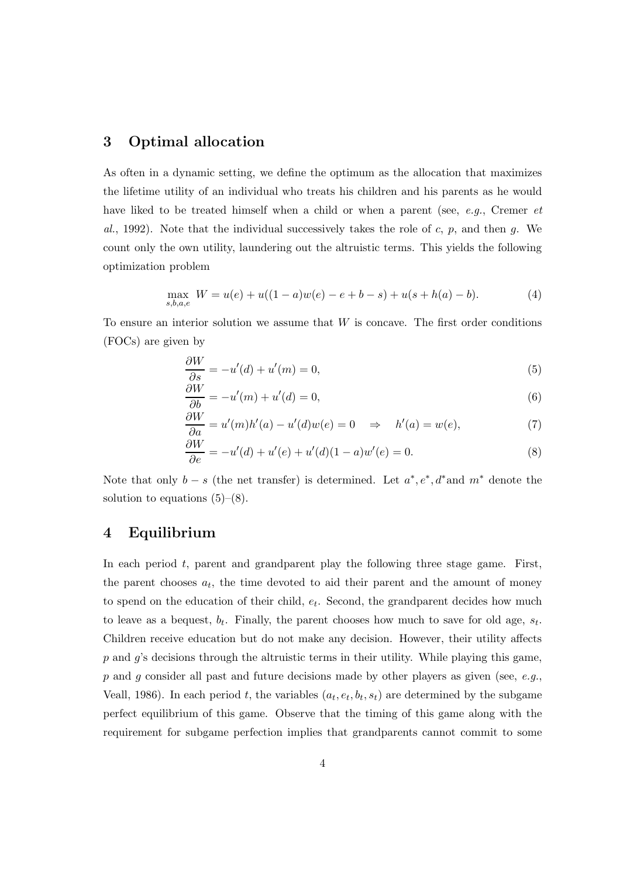## 3 Optimal allocation

As often in a dynamic setting, we define the optimum as the allocation that maximizes the lifetime utility of an individual who treats his children and his parents as he would have liked to be treated himself when a child or when a parent (see, *e.g.*, Cremer *et al.*, 1992). Note that the individual successively takes the role of $c$, $p$, and then $g$. We count only the own utility, laundering out the altruistic terms. This yields the following optimization problem

$$\max_{s,b,a,e} W = u(e) + u((1-a)w(e) - e + b - s) + u(s + h(a) - b). \tag{4}$$

To ensure an interior solution we assume that $W$ is concave. The first order conditions (FOCs) are given by

$$\frac{\partial W}{\partial s} = -u'(d) + u'(m) = 0, \tag{5}$$

$$\frac{\partial W}{\partial b} = -u'(m) + u'(d) = 0, \tag{6}$$

$$\frac{\partial W}{\partial a} = u'(m)h'(a) - u'(d)w(e) = 0 \quad \Rightarrow \quad h'(a) = w(e), \tag{7}$$

$$\frac{\partial W}{\partial e} = -u'(d) + u'(e) + u'(d)(1-a)w'(e) = 0. \tag{8}$$

Note that only $b - s$ (the net transfer) is determined. Let $a^*, e^*, d^*$and $m^*$ denote the solution to equations (5)–(8).

## 4 Equilibrium

In each period $t$, parent and grandparent play the following three stage game. First, the parent chooses $a_t$, the time devoted to aid their parent and the amount of money to spend on the education of their child, $e_t$. Second, the grandparent decides how much to leave as a bequest, $b_t$. Finally, the parent chooses how much to save for old age, $s_t$. Children receive education but do not make any decision. However, their utility affects $p$ and $g$'s decisions through the altruistic terms in their utility. While playing this game, $p$ and $g$ consider all past and future decisions made by other players as given (see, *e.g.*, Veall, 1986). In each period $t$, the variables $(a_t, e_t, b_t, s_t)$ are determined by the subgame perfect equilibrium of this game. Observe that the timing of this game along with the requirement for subgame perfection implies that grandparents cannot commit to some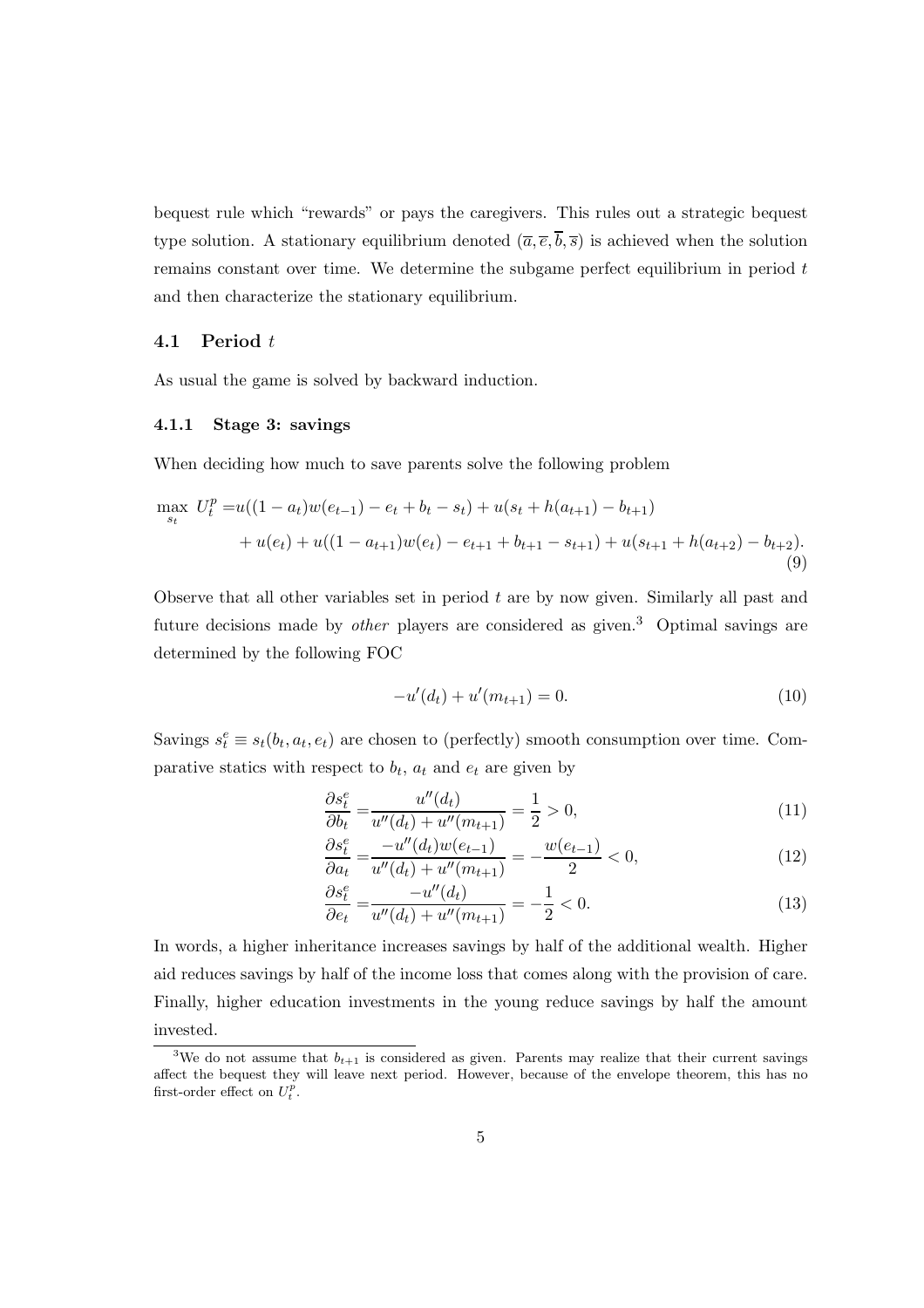bequest rule which "rewards" or pays the caregivers. This rules out a strategic bequest type solution. A stationary equilibrium denoted $(\overline{a}, \overline{e}, \overline{b}, \overline{s})$ is achieved when the solution remains constant over time. We determine the subgame perfect equilibrium in period $t$ and then characterize the stationary equilibrium.

## 4.1 Period $t$

As usual the game is solved by backward induction.

### 4.1.1 Stage 3: savings

When deciding how much to save parents solve the following problem

$$\begin{aligned}\max_{s_t} \; U_t^p =& u((1-a_t)w(e_{t-1}) - e_t + b_t - s_t) + u(s_t + h(a_{t+1}) - b_{t+1}) \\ &+ u(e_t) + u((1-a_{t+1})w(e_t) - e_{t+1} + b_{t+1} - s_{t+1}) + u(s_{t+1} + h(a_{t+2}) - b_{t+2}).\end{aligned} \tag{9}$$

Observe that all other variables set in period $t$ are by now given. Similarly all past and future decisions made by *other* players are considered as given.[3] Optimal savings are determined by the following FOC

$$-u'(d_t) + u'(m_{t+1}) = 0. \tag{10}$$

Savings $s_t^e \equiv s_t(b_t, a_t, e_t)$ are chosen to (perfectly) smooth consumption over time. Comparative statics with respect to $b_t$, $a_t$ and $e_t$ are given by

$$\frac{\partial s_t^e}{\partial b_t} = \frac{u''(d_t)}{u''(d_t) + u''(m_{t+1})} = \frac{1}{2} > 0, \tag{11}$$

$$\frac{\partial s_t^e}{\partial a_t} = \frac{-u''(d_t)w(e_{t-1})}{u''(d_t) + u''(m_{t+1})} = -\frac{w(e_{t-1})}{2} < 0, \tag{12}$$

$$\frac{\partial s_t^e}{\partial e_t} = \frac{-u''(d_t)}{u''(d_t) + u''(m_{t+1})} = -\frac{1}{2} < 0. \tag{13}$$

In words, a higher inheritance increases savings by half of the additional wealth. Higher aid reduces savings by half of the income loss that comes along with the provision of care. Finally, higher education investments in the young reduce savings by half the amount invested.

[3] We do not assume that $b_{t+1}$ is considered as given. Parents may realize that their current savings affect the bequest they will leave next period. However, because of the envelope theorem, this has no first-order effect on $U_t^p$.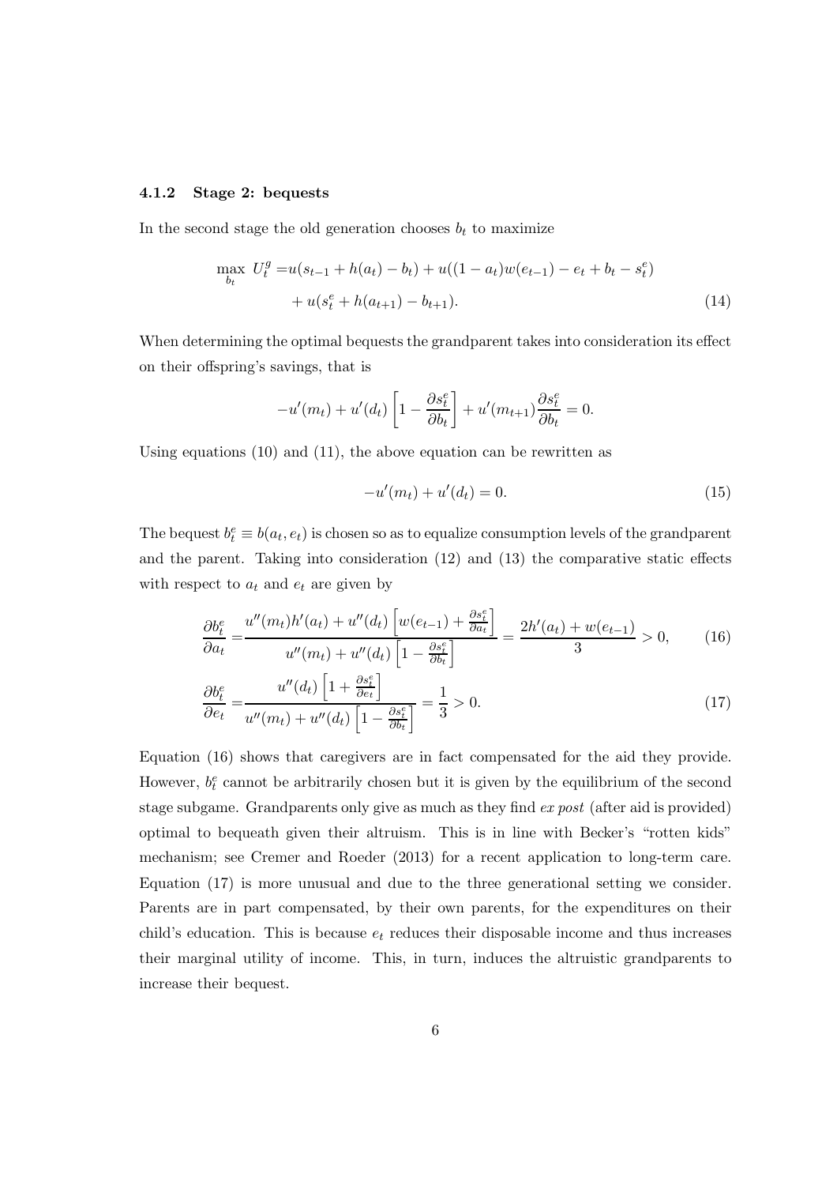#### 4.1.2 Stage 2: bequests

In the second stage the old generation chooses $b_t$ to maximize

$$
\begin{aligned}
\max_{b_t} \; U_t^g =& u(s_{t-1} + h(a_t) - b_t) + u((1-a_t)w(e_{t-1}) - e_t + b_t - s_t^e) \\
&+ u(s_t^e + h(a_{t+1}) - b_{t+1}).
\end{aligned} \tag{14}
$$

When determining the optimal bequests the grandparent takes into consideration its effect on their offspring's savings, that is

$$
-u'(m_t) + u'(d_t)\left[1 - \frac{\partial s_t^e}{\partial b_t}\right] + u'(m_{t+1})\frac{\partial s_t^e}{\partial b_t} = 0.
$$

Using equations (10) and (11), the above equation can be rewritten as

$$
-u'(m_t) + u'(d_t) = 0. \tag{15}
$$

The bequest $b_t^e \equiv b(a_t, e_t)$ is chosen so as to equalize consumption levels of the grandparent and the parent. Taking into consideration (12) and (13) the comparative static effects with respect to $a_t$ and $e_t$ are given by

$$
\frac{\partial b_t^e}{\partial a_t} = \frac{u''(m_t)h'(a_t) + u''(d_t)\left[w(e_{t-1}) + \frac{\partial s_t^e}{\partial a_t}\right]}{u''(m_t) + u''(d_t)\left[1 - \frac{\partial s_t^e}{\partial b_t}\right]} = \frac{2h'(a_t) + w(e_{t-1})}{3} > 0, \tag{16}
$$

$$
\frac{\partial b_t^e}{\partial e_t} = \frac{u''(d_t)\left[1 + \frac{\partial s_t^e}{\partial e_t}\right]}{u''(m_t) + u''(d_t)\left[1 - \frac{\partial s_t^e}{\partial b_t}\right]} = \frac{1}{3} > 0. \tag{17}
$$

Equation (16) shows that caregivers are in fact compensated for the aid they provide. However, $b_t^e$ cannot be arbitrarily chosen but it is given by the equilibrium of the second stage subgame. Grandparents only give as much as they find *ex post* (after aid is provided) optimal to bequeath given their altruism. This is in line with Becker's "rotten kids" mechanism; see Cremer and Roeder (2013) for a recent application to long-term care. Equation (17) is more unusual and due to the three generational setting we consider. Parents are in part compensated, by their own parents, for the expenditures on their child's education. This is because $e_t$ reduces their disposable income and thus increases their marginal utility of income. This, in turn, induces the altruistic grandparents to increase their bequest.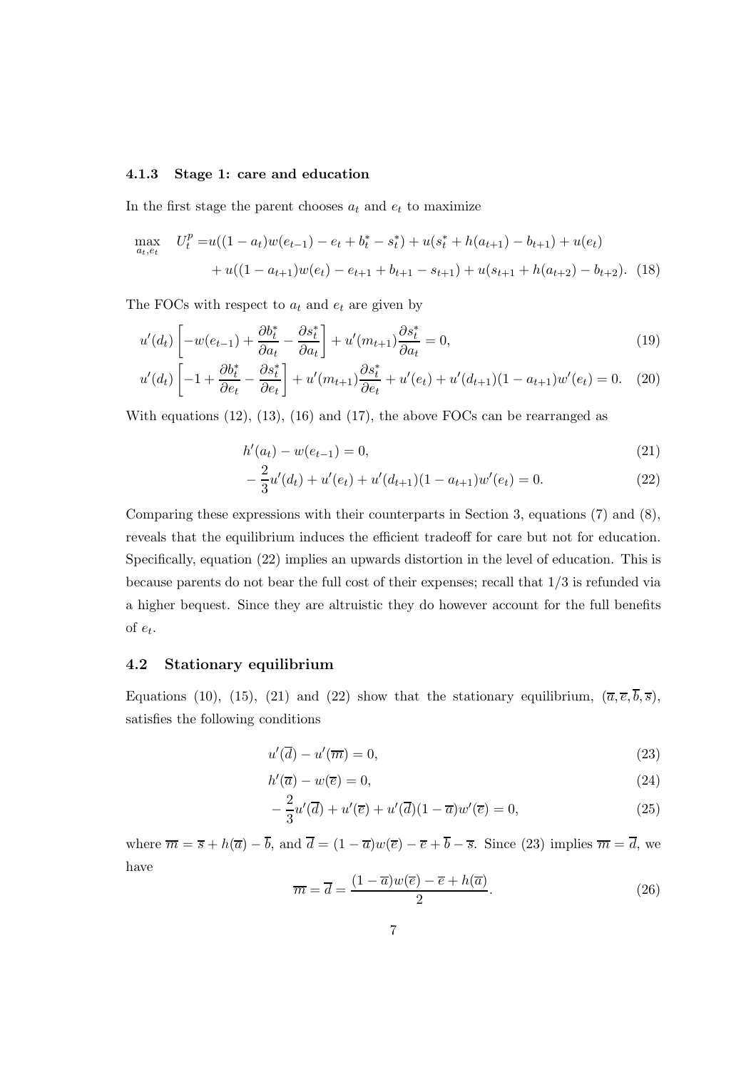### 4.1.3 Stage 1: care and education

In the first stage the parent chooses $a_t$ and $e_t$ to maximize

$$\max_{a_t,e_t} \quad U_t^p = u((1-a_t)w(e_{t-1}) - e_t + b_t^* - s_t^*) + u(s_t^* + h(a_{t+1}) - b_{t+1}) + u(e_t) \\ + u((1-a_{t+1})w(e_t) - e_{t+1} + b_{t+1} - s_{t+1}) + u(s_{t+1} + h(a_{t+2}) - b_{t+2}). \quad (18)$$

The FOCs with respect to $a_t$ and $e_t$ are given by

$$u'(d_t)\left[-w(e_{t-1}) + \frac{\partial b_t^*}{\partial a_t} - \frac{\partial s_t^*}{\partial a_t}\right] + u'(m_{t+1})\frac{\partial s_t^*}{\partial a_t} = 0, \quad (19)$$

$$u'(d_t)\left[-1 + \frac{\partial b_t^*}{\partial e_t} - \frac{\partial s_t^*}{\partial e_t}\right] + u'(m_{t+1})\frac{\partial s_t^*}{\partial e_t} + u'(e_t) + u'(d_{t+1})(1-a_{t+1})w'(e_t) = 0. \quad (20)$$

With equations (12), (13), (16) and (17), the above FOCs can be rearranged as

$$h'(a_t) - w(e_{t-1}) = 0, \quad (21)$$

$$-\frac{2}{3}u'(d_t) + u'(e_t) + u'(d_{t+1})(1-a_{t+1})w'(e_t) = 0. \quad (22)$$

Comparing these expressions with their counterparts in Section 3, equations (7) and (8), reveals that the equilibrium induces the efficient tradeoff for care but not for education. Specifically, equation (22) implies an upwards distortion in the level of education. This is because parents do not bear the full cost of their expenses; recall that 1/3 is refunded via a higher bequest. Since they are altruistic they do however account for the full benefits of $e_t$.

## 4.2 Stationary equilibrium

Equations (10), (15), (21) and (22) show that the stationary equilibrium, $(\overline{a}, \overline{e}, \overline{b}, \overline{s})$, satisfies the following conditions

$$u'(\overline{d}) - u'(\overline{m}) = 0, \quad (23)$$

$$h'(\overline{a}) - w(\overline{e}) = 0, \quad (24)$$

$$-\frac{2}{3}u'(\overline{d}) + u'(\overline{e}) + u'(\overline{d})(1-\overline{a})w'(\overline{e}) = 0, \quad (25)$$

where $\overline{m} = \overline{s} + h(\overline{a}) - \overline{b}$, and $\overline{d} = (1-\overline{a})w(\overline{e}) - \overline{e} + \overline{b} - \overline{s}$. Since (23) implies $\overline{m} = \overline{d}$, we have

$$\overline{m} = \overline{d} = \frac{(1-\overline{a})w(\overline{e}) - \overline{e} + h(\overline{a})}{2}. \quad (26)$$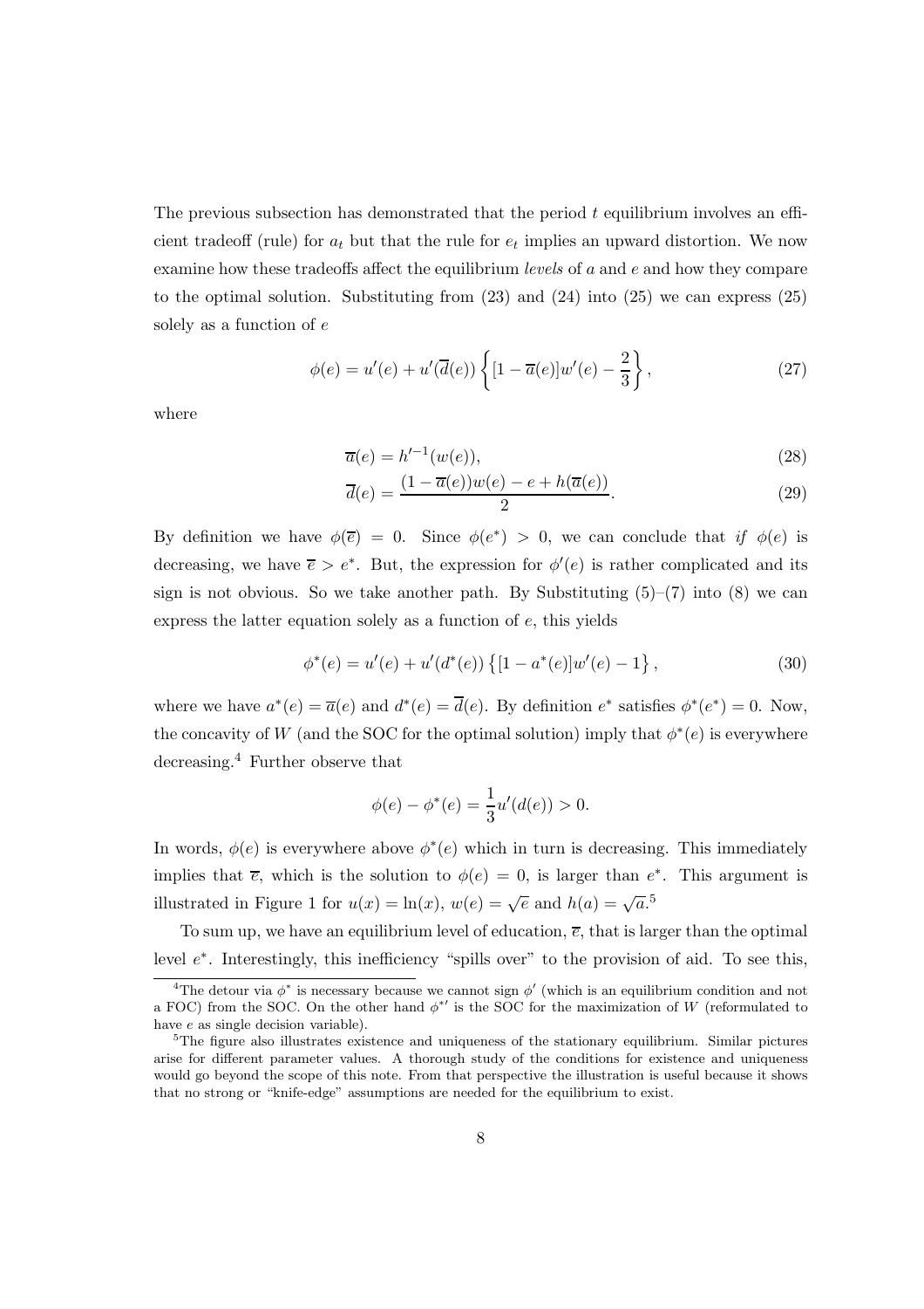The previous subsection has demonstrated that the period $t$ equilibrium involves an efficient tradeoff (rule) for $a_t$ but that the rule for $e_t$ implies an upward distortion. We now examine how these tradeoffs affect the equilibrium *levels* of $a$ and $e$ and how they compare to the optimal solution. Substituting from (23) and (24) into (25) we can express (25) solely as a function of $e$

$$\phi(e) = u'(e) + u'(\overline{d}(e)) \left\{ [1 - \overline{a}(e)] w'(e) - \frac{2}{3} \right\}, \tag{27}$$

where

$$\overline{a}(e) = h'^{-1}(w(e)), \tag{28}$$

$$\overline{d}(e) = \frac{(1 - \overline{a}(e))w(e) - e + h(\overline{a}(e))}{2}. \tag{29}$$

By definition we have $\phi(\overline{e}) = 0$. Since $\phi(e^*) > 0$, we can conclude that *if* $\phi(e)$ is decreasing, we have $\overline{e} > e^*$. But, the expression for $\phi'(e)$ is rather complicated and its sign is not obvious. So we take another path. By Substituting (5)–(7) into (8) we can express the latter equation solely as a function of $e$, this yields

$$\phi^*(e) = u'(e) + u'(d^*(e)) \left\{ [1 - a^*(e)] w'(e) - 1 \right\}, \tag{30}$$

where we have $a^*(e) = \overline{a}(e)$ and $d^*(e) = \overline{d}(e)$. By definition $e^*$ satisfies $\phi^*(e^*) = 0$. Now, the concavity of $W$ (and the SOC for the optimal solution) imply that $\phi^*(e)$ is everywhere decreasing.[4] Further observe that

$$\phi(e) - \phi^*(e) = \frac{1}{3} u'(d(e)) > 0.$$

In words, $\phi(e)$ is everywhere above $\phi^*(e)$ which in turn is decreasing. This immediately implies that $\overline{e}$, which is the solution to $\phi(e) = 0$, is larger than $e^*$. This argument is illustrated in Figure 1 for $u(x) = \ln(x)$, $w(e) = \sqrt{e}$ and $h(a) = \sqrt{a}$.[5]

To sum up, we have an equilibrium level of education, $\overline{e}$, that is larger than the optimal level $e^*$. Interestingly, this inefficiency "spills over" to the provision of aid. To see this,

---

[4] The detour via $\phi^*$ is necessary because we cannot sign $\phi'$ (which is an equilibrium condition and not a FOC) from the SOC. On the other hand $\phi^{*\prime}$ is the SOC for the maximization of $W$ (reformulated to have $e$ as single decision variable).

[5] The figure also illustrates existence and uniqueness of the stationary equilibrium. Similar pictures arise for different parameter values. A thorough study of the conditions for existence and uniqueness would go beyond the scope of this note. From that perspective the illustration is useful because it shows that no strong or "knife-edge" assumptions are needed for the equilibrium to exist.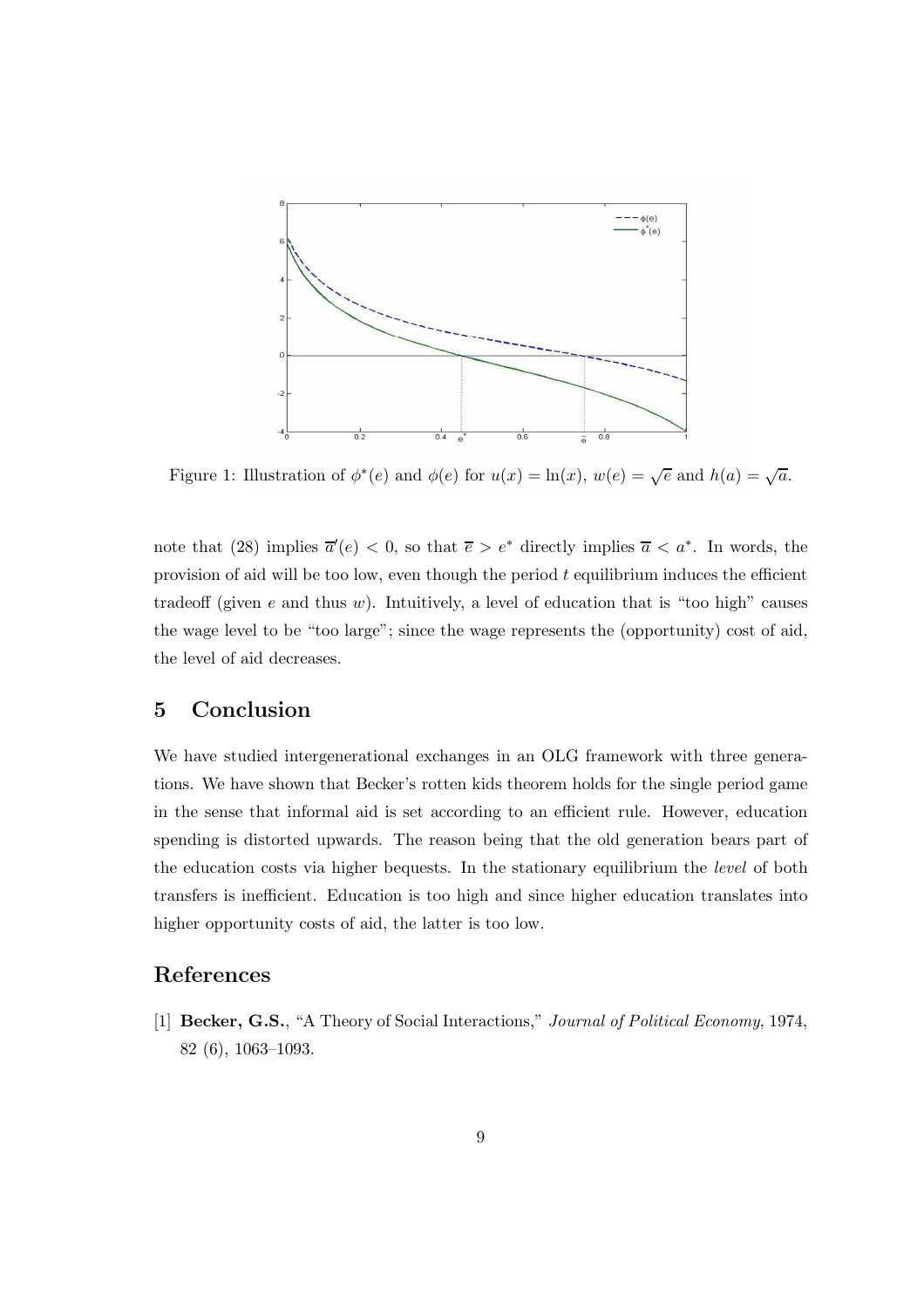Figure 1: Illustration of $\phi^*(e)$ and $\phi(e)$ for $u(x) = \ln(x)$, $w(e) = \sqrt{e}$ and $h(a) = \sqrt{a}$.

note that (28) implies $\overline{a}'(e) < 0$, so that $\overline{e} > e^*$ directly implies $\overline{a} < a^*$. In words, the provision of aid will be too low, even though the period $t$ equilibrium induces the efficient tradeoff (given $e$ and thus $w$). Intuitively, a level of education that is "too high" causes the wage level to be "too large"; since the wage represents the (opportunity) cost of aid, the level of aid decreases.

## 5 Conclusion

We have studied intergenerational exchanges in an OLG framework with three generations. We have shown that Becker's rotten kids theorem holds for the single period game in the sense that informal aid is set according to an efficient rule. However, education spending is distorted upwards. The reason being that the old generation bears part of the education costs via higher bequests. In the stationary equilibrium the *level* of both transfers is inefficient. Education is too high and since higher education translates into higher opportunity costs of aid, the latter is too low.

## References

[1] **Becker, G.S.**, "A Theory of Social Interactions," *Journal of Political Economy*, 1974, 82 (6), 1063–1093.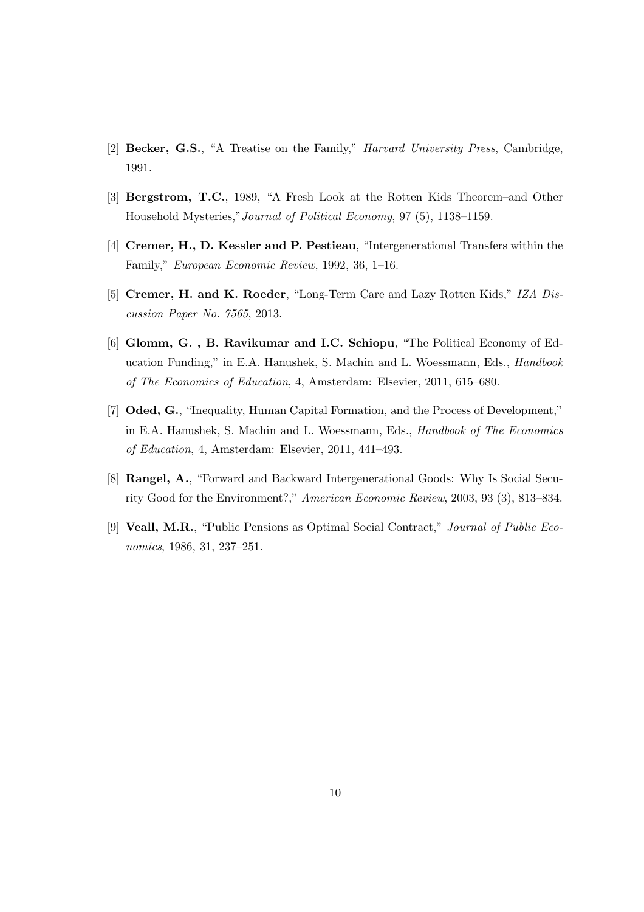[2] **Becker, G.S.**, "A Treatise on the Family," *Harvard University Press*, Cambridge, 1991.

[3] **Bergstrom, T.C.**, 1989, "A Fresh Look at the Rotten Kids Theorem–and Other Household Mysteries,"*Journal of Political Economy*, 97 (5), 1138–1159.

[4] **Cremer, H., D. Kessler and P. Pestieau**, "Intergenerational Transfers within the Family," *European Economic Review*, 1992, 36, 1–16.

[5] **Cremer, H. and K. Roeder**, "Long-Term Care and Lazy Rotten Kids," *IZA Discussion Paper No. 7565*, 2013.

[6] **Glomm, G. , B. Ravikumar and I.C. Schiopu**, "The Political Economy of Education Funding," in E.A. Hanushek, S. Machin and L. Woessmann, Eds., *Handbook of The Economics of Education*, 4, Amsterdam: Elsevier, 2011, 615–680.

[7] **Oded, G.**, "Inequality, Human Capital Formation, and the Process of Development," in E.A. Hanushek, S. Machin and L. Woessmann, Eds., *Handbook of The Economics of Education*, 4, Amsterdam: Elsevier, 2011, 441–493.

[8] **Rangel, A.**, "Forward and Backward Intergenerational Goods: Why Is Social Security Good for the Environment?," *American Economic Review*, 2003, 93 (3), 813–834.

[9] **Veall, M.R.**, "Public Pensions as Optimal Social Contract," *Journal of Public Economics*, 1986, 31, 237–251.